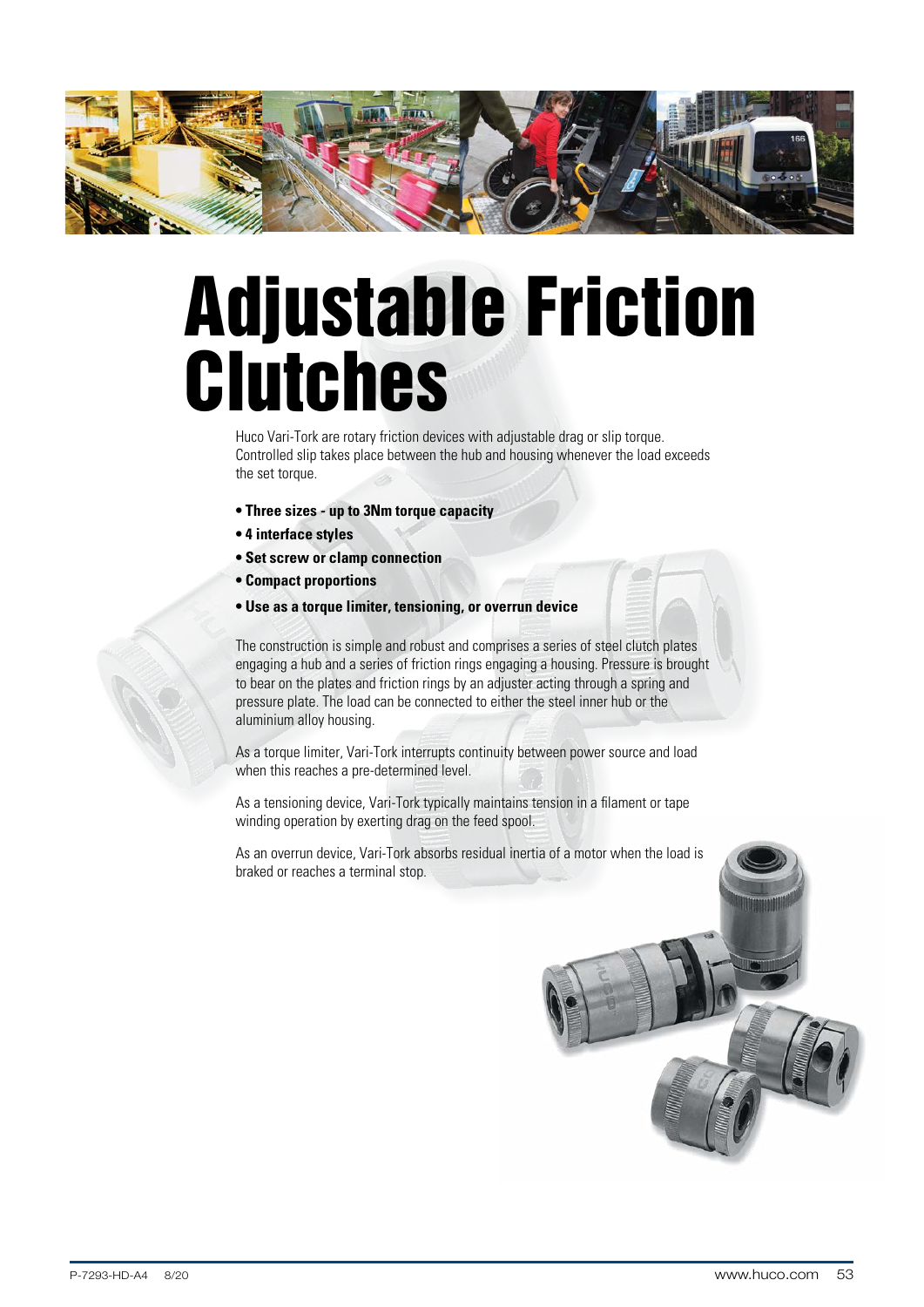# Adjustable Friction Clutches

Huco Vari-Tork are rotary friction devices with adjustable drag or slip torque. Controlled slip takes place between the hub and housing whenever the load exceeds the set torque.

- **Three sizes - up to 3Nm torque capacity**
- **4 interface styles**
- **Set screw or clamp connection**
- **Compact proportions**
- **Use as a torque limiter, tensioning, or overrun device**

The construction is simple and robust and comprises a series of steel clutch plates engaging a hub and a series of friction rings engaging a housing. Pressure is brought to bear on the plates and friction rings by an adjuster acting through a spring and pressure plate. The load can be connected to either the steel inner hub or the aluminium alloy housing.

As a torque limiter, Vari-Tork interrupts continuity between power source and load when this reaches a pre-determined level.

As a tensioning device, Vari-Tork typically maintains tension in a filament or tape winding operation by exerting drag on the feed spool.

As an overrun device, Vari-Tork absorbs residual inertia of a motor when the load is braked or reaches a terminal stop.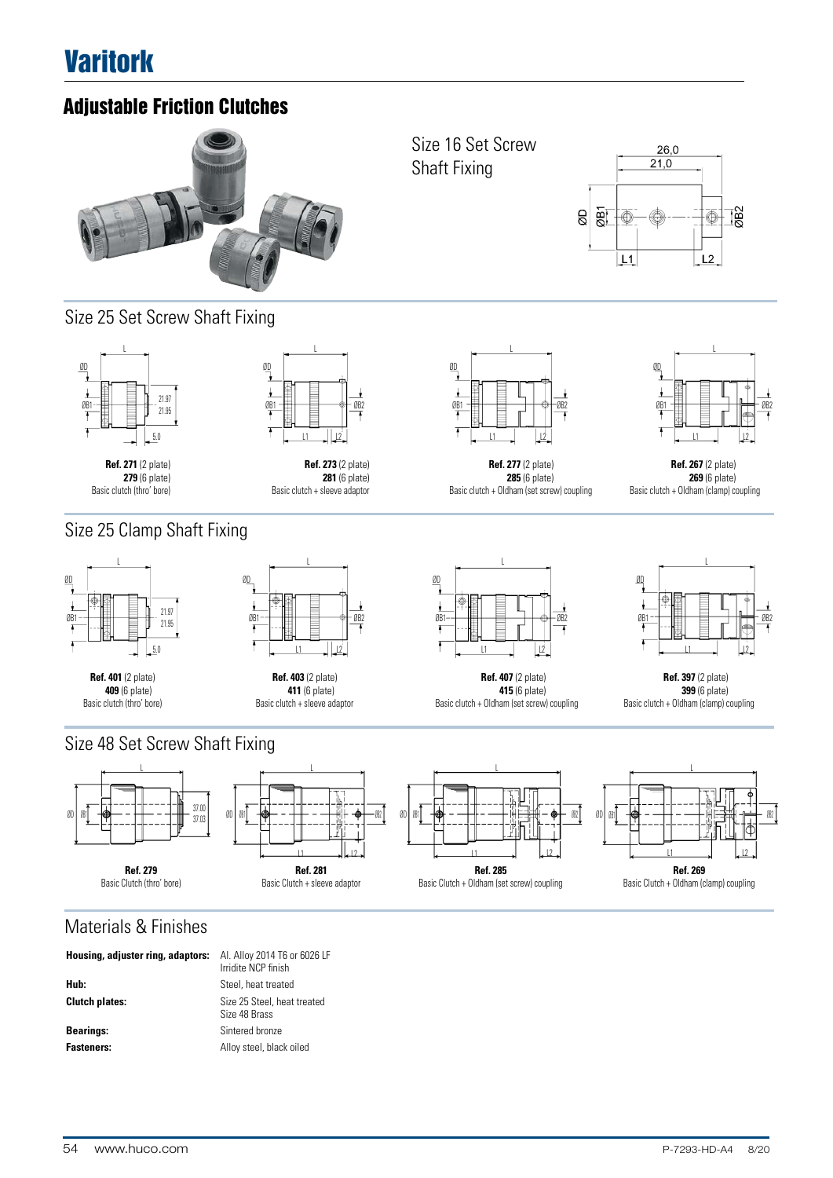# Varitork

## Adjustable Friction Clutches

### Size 16 Set Screw Shaft Fixing

26,0
21,0
ØD
ØB1
ØB2
L1
L2

### Size 25 Set Screw Shaft Fixing

**Ref. 271** (2 plate)
**279** (6 plate)
Basic clutch (thro' bore)

**Ref. 273** (2 plate)
**281** (6 plate)
Basic clutch + sleeve adaptor

**Ref. 277** (2 plate)
**285** (6 plate)
Basic clutch + Oldham (set screw) coupling

**Ref. 267** (2 plate)
**269** (6 plate)
Basic clutch + Oldham (clamp) coupling

### Size 25 Clamp Shaft Fixing

**Ref. 401** (2 plate)
**409** (6 plate)
Basic clutch (thro' bore)

**Ref. 403** (2 plate)
**411** (6 plate)
Basic clutch + sleeve adaptor

**Ref. 407** (2 plate)
**415** (6 plate)
Basic clutch + Oldham (set screw) coupling

**Ref. 397** (2 plate)
**399** (6 plate)
Basic clutch + Oldham (clamp) coupling

### Size 48 Set Screw Shaft Fixing

**Ref. 279**
Basic Clutch (thro' bore)

**Ref. 281**
Basic Clutch + sleeve adaptor

**Ref. 285**
Basic Clutch + Oldham (set screw) coupling

**Ref. 269**
Basic Clutch + Oldham (clamp) coupling

### Materials & Finishes

| | |
|---|---|
| **Housing, adjuster ring, adaptors:** | Al. Alloy 2014 T6 or 6026 LF<br>Irridite NCP finish |
| **Hub:** | Steel, heat treated |
| **Clutch plates:** | Size 25 Steel, heat treated<br>Size 48 Brass |
| **Bearings:** | Sintered bronze |
| **Fasteners:** | Alloy steel, black oiled |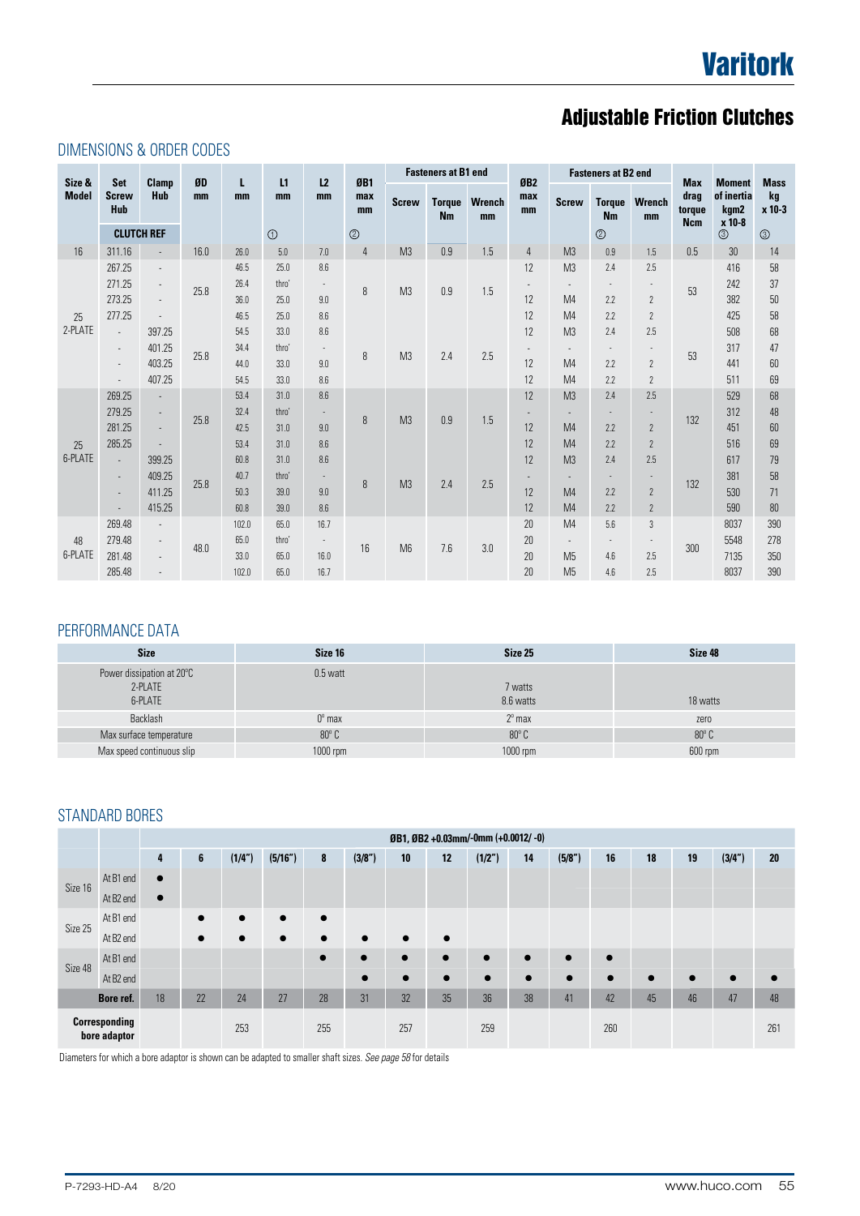# Varitork

## Adjustable Friction Clutches

### DIMENSIONS & ORDER CODES

| Size & Model | Set Screw Hub | Clamp Hub | ØD mm | L mm | L1 mm ① | L2 mm | ØB1 max mm ② | Fasteners at B1 end | | | ØB2 max mm | Fasteners at B2 end | | | Max drag torque Ncm | Moment of inertia kgm2 x 10-8 ③ | Mass kg x 10-3 ③ |
|---|---|---|---|---|---|---|---|---|---|---|---|---|---|---|---|---|---|
| | CLUTCH REF | | | | | | | Screw | Torque Nm | Wrench mm | | Screw | Torque Nm ② | Wrench mm | | | |
| 16 | 311.16 | - | 16.0 | 26.0 | 5.0 | 7.0 | 4 | M3 | 0.9 | 1.5 | 4 | M3 | 0.9 | 1.5 | 0.5 | 30 | 14 |
| 25 2-PLATE | 267.25 | - | 25.8 | 46.5 | 25.0 | 8.6 | 8 | M3 | 0.9 | 1.5 | 12 | M3 | 2.4 | 2.5 | 53 | 416 | 58 |
| | 271.25 | - | | 26.4 | thro' | - | | | | | - | - | - | - | | 242 | 37 |
| | 273.25 | - | | 36.0 | 25.0 | 9.0 | | | | | 12 | M4 | 2.2 | 2 | | 382 | 50 |
| | 277.25 | - | | 46.5 | 25.0 | 8.6 | | | | | 12 | M4 | 2.2 | 2 | | 425 | 58 |
| | - | 397.25 | 25.8 | 54.5 | 33.0 | 8.6 | 8 | M3 | 2.4 | 2.5 | 12 | M3 | 2.4 | 2.5 | 53 | 508 | 68 |
| | - | 401.25 | | 34.4 | thro' | - | | | | | - | - | - | - | | 317 | 47 |
| | - | 403.25 | | 44.0 | 33.0 | 9.0 | | | | | 12 | M4 | 2.2 | 2 | | 441 | 60 |
| | - | 407.25 | | 54.5 | 33.0 | 8.6 | | | | | 12 | M4 | 2.2 | 2 | | 511 | 69 |
| 25 6-PLATE | 269.25 | - | 25.8 | 53.4 | 31.0 | 8.6 | 8 | M3 | 0.9 | 1.5 | 12 | M3 | 2.4 | 2.5 | 132 | 529 | 68 |
| | 279.25 | - | | 32.4 | thro' | - | | | | | - | - | - | - | | 312 | 48 |
| | 281.25 | - | | 42.5 | 31.0 | 9.0 | | | | | 12 | M4 | 2.2 | 2 | | 451 | 60 |
| | 285.25 | - | | 53.4 | 31.0 | 8.6 | | | | | 12 | M4 | 2.2 | 2 | | 516 | 69 |
| | - | 399.25 | 25.8 | 60.8 | 31.0 | 8.6 | 8 | M3 | 2.4 | 2.5 | 12 | M3 | 2.4 | 2.5 | 132 | 617 | 79 |
| | - | 409.25 | | 40.7 | thro' | - | | | | | - | - | - | - | | 381 | 58 |
| | - | 411.25 | | 50.3 | 39.0 | 9.0 | | | | | 12 | M4 | 2.2 | 2 | | 530 | 71 |
| | - | 415.25 | | 60.8 | 39.0 | 8.6 | | | | | 12 | M4 | 2.2 | 2 | | 590 | 80 |
| 48 6-PLATE | 269.48 | - | 48.0 | 102.0 | 65.0 | 16.7 | 16 | M6 | 7.6 | 3.0 | 20 | M4 | 5.6 | 3 | 300 | 8037 | 390 |
| | 279.48 | - | | 65.0 | thro' | - | | | | | 20 | - | - | - | | 5548 | 278 |
| | 281.48 | - | | 33.0 | 65.0 | 16.0 | | | | | 20 | M5 | 4.6 | 2.5 | | 7135 | 350 |
| | 285.48 | - | | 102.0 | 65.0 | 16.7 | | | | | 20 | M5 | 4.6 | 2.5 | | 8037 | 390 |

### PERFORMANCE DATA

| Size | Size 16 | Size 25 | Size 48 |
|---|---|---|---|
| Power dissipation at 20°C<br>2-PLATE<br>6-PLATE | 0.5 watt | 7 watts<br>8.6 watts | 18 watts |
| Backlash | 0° max | 2° max | zero |
| Max surface temperature | 80° C | 80° C | 80° C |
| Max speed continuous slip | 1000 rpm | 1000 rpm | 600 rpm |

### STANDARD BORES

| | | ØB1, ØB2 +0.03mm/-0mm (+0.0012/ -0) | | | | | | | | | | | | | | |
|---|---|---|---|---|---|---|---|---|---|---|---|---|---|---|---|---|
| | | 4 | 6 | (1/4") | (5/16") | 8 | (3/8") | 10 | 12 | (1/2") | 14 | (5/8") | 16 | 18 | 19 | (3/4") | 20 |
| Size 16 | At B1 end | ● | | | | | | | | | | | | | | | |
| | At B2 end | ● | | | | | | | | | | | | | | | |
| Size 25 | At B1 end | | ● | ● | ● | ● | | | | | | | | | | | |
| | At B2 end | | ● | ● | ● | ● | ● | ● | ● | | | | | | | | |
| Size 48 | At B1 end | | | | | ● | ● | ● | ● | ● | ● | ● | ● | | | | |
| | At B2 end | | | | | | ● | ● | ● | ● | ● | ● | ● | ● | ● | ● | ● |
| **Bore ref.** | | 18 | 22 | 24 | 27 | 28 | 31 | 32 | 35 | 36 | 38 | 41 | 42 | 45 | 46 | 47 | 48 |
| **Corresponding bore adaptor** | | | | 253 | | 255 | | 257 | | 259 | | | 260 | | | | 261 |

Diameters for which a bore adaptor is shown can be adapted to smaller shaft sizes. *See page 58* for details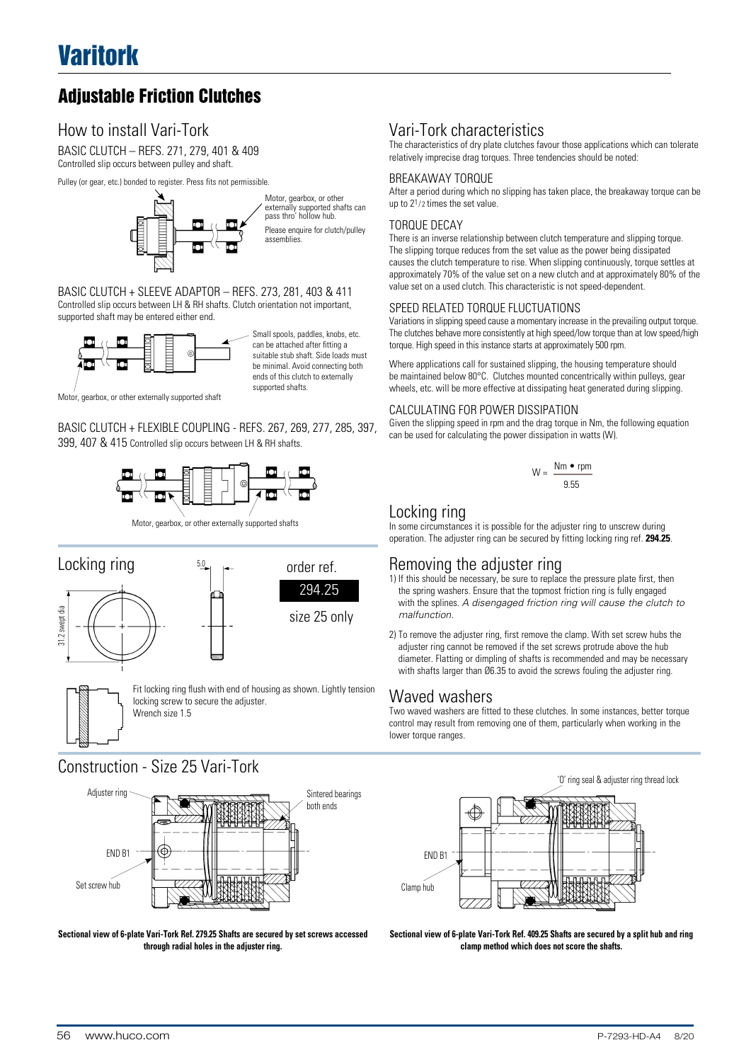# Varitork

## Adjustable Friction Clutches

### How to install Vari-Tork

BASIC CLUTCH – REFS. 271, 279, 401 & 409
Controlled slip occurs between pulley and shaft.

Pulley (or gear, etc.) bonded to register. Press fits not permissible.

Motor, gearbox, or other externally supported shafts can pass thro' hollow hub.

Please enquire for clutch/pulley assemblies.

BASIC CLUTCH + SLEEVE ADAPTOR – REFS. 273, 281, 403 & 411
Controlled slip occurs between LH & RH shafts. Clutch orientation not important, supported shaft may be entered either end.

Small spools, paddles, knobs, etc. can be attached after fitting a suitable stub shaft. Side loads must be minimal. Avoid connecting both ends of this clutch to externally supported shafts.

Motor, gearbox, or other externally supported shaft

BASIC CLUTCH + FLEXIBLE COUPLING - REFS. 267, 269, 277, 285, 397, 399, 407 & 415 Controlled slip occurs between LH & RH shafts.

Motor, gearbox, or other externally supported shafts

### Locking ring

5.0

31.2 swept dia

order ref.

294.25

size 25 only

Fit locking ring flush with end of housing as shown. Lightly tension locking screw to secure the adjuster.
Wrench size 1.5

### Vari-Tork characteristics

The characteristics of dry plate clutches favour those applications which can tolerate relatively imprecise drag torques. Three tendencies should be noted:

#### BREAKAWAY TORQUE

After a period during which no slipping has taken place, the breakaway torque can be up to $2^1/_2$ times the set value.

#### TORQUE DECAY

There is an inverse relationship between clutch temperature and slipping torque. The slipping torque reduces from the set value as the power being dissipated causes the clutch temperature to rise. When slipping continuously, torque settles at approximately 70% of the value set on a new clutch and at approximately 80% of the value set on a used clutch. This characteristic is not speed-dependent.

#### SPEED RELATED TORQUE FLUCTUATIONS

Variations in slipping speed cause a momentary increase in the prevailing output torque. The clutches behave more consistently at high speed/low torque than at low speed/high torque. High speed in this instance starts at approximately 500 rpm.

Where applications call for sustained slipping, the housing temperature should be maintained below 80°C. Clutches mounted concentrically within pulleys, gear wheels, etc. will be more effective at dissipating heat generated during slipping.

#### CALCULATING FOR POWER DISSIPATION

Given the slipping speed in rpm and the drag torque in Nm, the following equation can be used for calculating the power dissipation in watts (W).

$$W = \frac{\text{Nm} \bullet \text{rpm}}{9.55}$$

### Locking ring

In some circumstances it is possible for the adjuster ring to unscrew during operation. The adjuster ring can be secured by fitting locking ring ref. **294.25**.

### Removing the adjuster ring

1) If this should be necessary, be sure to replace the pressure plate first, then the spring washers. Ensure that the topmost friction ring is fully engaged with the splines. *A disengaged friction ring will cause the clutch to malfunction.*

2) To remove the adjuster ring, first remove the clamp. With set screw hubs the adjuster ring cannot be removed if the set screws protrude above the hub diameter. Flatting or dimpling of shafts is recommended and may be necessary with shafts larger than Ø6.35 to avoid the screws fouling the adjuster ring.

### Waved washers

Two waved washers are fitted to these clutches. In some instances, better torque control may result from removing one of them, particularly when working in the lower torque ranges.

### Construction - Size 25 Vari-Tork

Adjuster ring

Sintered bearings both ends

END B1

Set screw hub

**Sectional view of 6-plate Vari-Tork Ref. 279.25 Shafts are secured by set screws accessed through radial holes in the adjuster ring.**

'O' ring seal & adjuster ring thread lock

END B1

Clamp hub

**Sectional view of 6-plate Vari-Tork Ref. 409.25 Shafts are secured by a split hub and ring clamp method which does not score the shafts.**